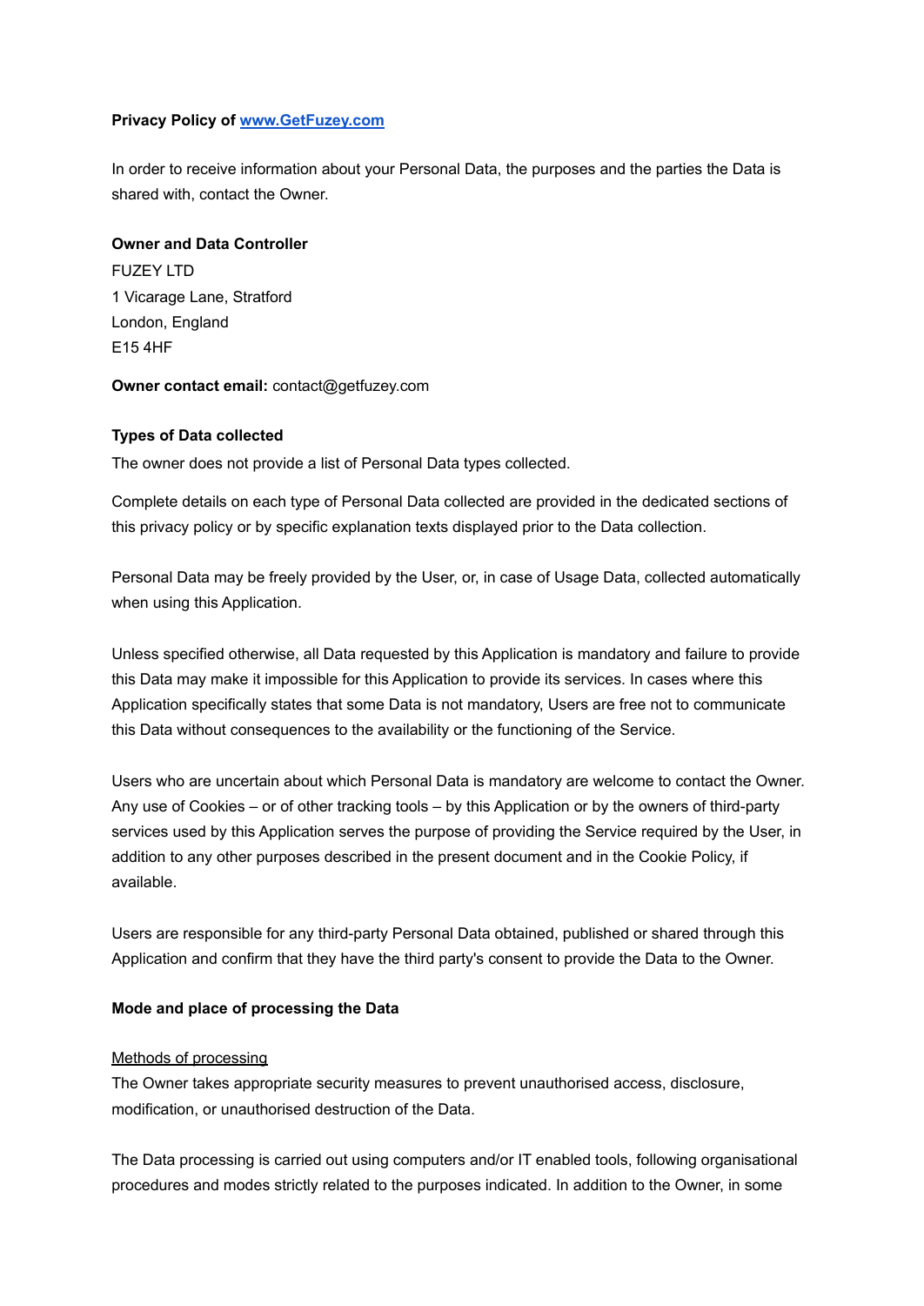**Privacy Policy of [www.GetFuzey.com](http://www.GetFuzey.com)**

In order to receive information about your Personal Data, the purposes and the parties the Data is shared with, contact the Owner.

**Owner and Data Controller**

FUZEY LTD
1 Vicarage Lane, Stratford
London, England
E15 4HF

**Owner contact email:** contact@getfuzey.com

**Types of Data collected**

The owner does not provide a list of Personal Data types collected.

Complete details on each type of Personal Data collected are provided in the dedicated sections of this privacy policy or by specific explanation texts displayed prior to the Data collection.

Personal Data may be freely provided by the User, or, in case of Usage Data, collected automatically when using this Application.

Unless specified otherwise, all Data requested by this Application is mandatory and failure to provide this Data may make it impossible for this Application to provide its services. In cases where this Application specifically states that some Data is not mandatory, Users are free not to communicate this Data without consequences to the availability or the functioning of the Service.

Users who are uncertain about which Personal Data is mandatory are welcome to contact the Owner. Any use of Cookies – or of other tracking tools – by this Application or by the owners of third-party services used by this Application serves the purpose of providing the Service required by the User, in addition to any other purposes described in the present document and in the Cookie Policy, if available.

Users are responsible for any third-party Personal Data obtained, published or shared through this Application and confirm that they have the third party's consent to provide the Data to the Owner.

**Mode and place of processing the Data**

<u>Methods of processing</u>

The Owner takes appropriate security measures to prevent unauthorised access, disclosure, modification, or unauthorised destruction of the Data.

The Data processing is carried out using computers and/or IT enabled tools, following organisational procedures and modes strictly related to the purposes indicated. In addition to the Owner, in some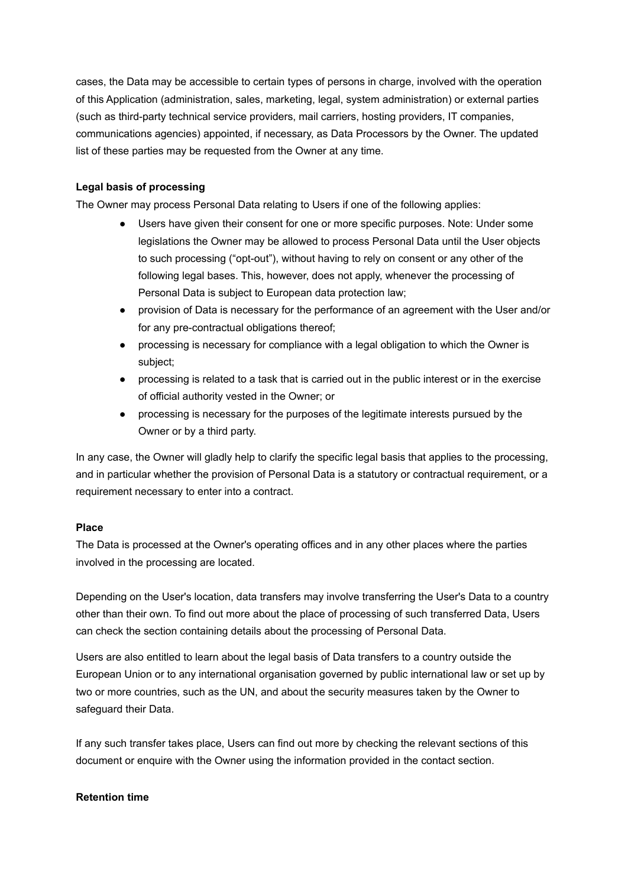cases, the Data may be accessible to certain types of persons in charge, involved with the operation of this Application (administration, sales, marketing, legal, system administration) or external parties (such as third-party technical service providers, mail carriers, hosting providers, IT companies, communications agencies) appointed, if necessary, as Data Processors by the Owner. The updated list of these parties may be requested from the Owner at any time.

**Legal basis of processing**

The Owner may process Personal Data relating to Users if one of the following applies:

- Users have given their consent for one or more specific purposes. Note: Under some legislations the Owner may be allowed to process Personal Data until the User objects to such processing ("opt-out"), without having to rely on consent or any other of the following legal bases. This, however, does not apply, whenever the processing of Personal Data is subject to European data protection law;
- provision of Data is necessary for the performance of an agreement with the User and/or for any pre-contractual obligations thereof;
- processing is necessary for compliance with a legal obligation to which the Owner is subject;
- processing is related to a task that is carried out in the public interest or in the exercise of official authority vested in the Owner; or
- processing is necessary for the purposes of the legitimate interests pursued by the Owner or by a third party.

In any case, the Owner will gladly help to clarify the specific legal basis that applies to the processing, and in particular whether the provision of Personal Data is a statutory or contractual requirement, or a requirement necessary to enter into a contract.

**Place**

The Data is processed at the Owner's operating offices and in any other places where the parties involved in the processing are located.

Depending on the User's location, data transfers may involve transferring the User's Data to a country other than their own. To find out more about the place of processing of such transferred Data, Users can check the section containing details about the processing of Personal Data.

Users are also entitled to learn about the legal basis of Data transfers to a country outside the European Union or to any international organisation governed by public international law or set up by two or more countries, such as the UN, and about the security measures taken by the Owner to safeguard their Data.

If any such transfer takes place, Users can find out more by checking the relevant sections of this document or enquire with the Owner using the information provided in the contact section.

**Retention time**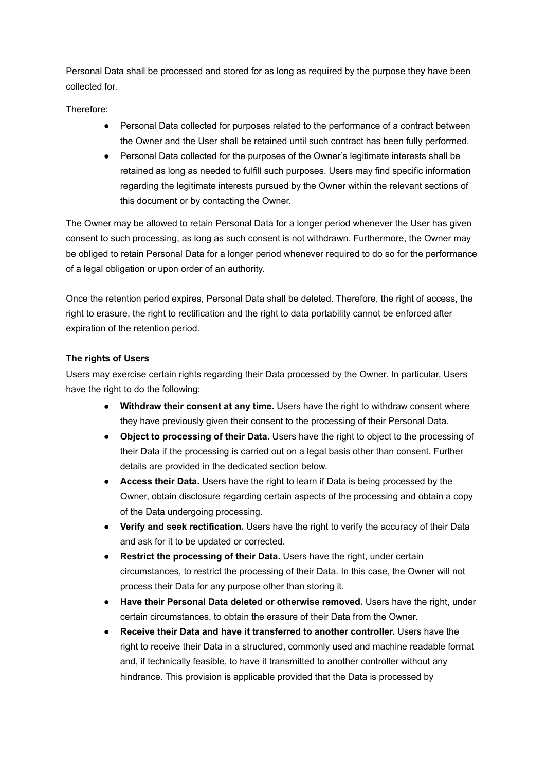Personal Data shall be processed and stored for as long as required by the purpose they have been collected for.

Therefore:

- Personal Data collected for purposes related to the performance of a contract between the Owner and the User shall be retained until such contract has been fully performed.
- Personal Data collected for the purposes of the Owner's legitimate interests shall be retained as long as needed to fulfill such purposes. Users may find specific information regarding the legitimate interests pursued by the Owner within the relevant sections of this document or by contacting the Owner.

The Owner may be allowed to retain Personal Data for a longer period whenever the User has given consent to such processing, as long as such consent is not withdrawn. Furthermore, the Owner may be obliged to retain Personal Data for a longer period whenever required to do so for the performance of a legal obligation or upon order of an authority.

Once the retention period expires, Personal Data shall be deleted. Therefore, the right of access, the right to erasure, the right to rectification and the right to data portability cannot be enforced after expiration of the retention period.

**The rights of Users**

Users may exercise certain rights regarding their Data processed by the Owner. In particular, Users have the right to do the following:

- **Withdraw their consent at any time.** Users have the right to withdraw consent where they have previously given their consent to the processing of their Personal Data.
- **Object to processing of their Data.** Users have the right to object to the processing of their Data if the processing is carried out on a legal basis other than consent. Further details are provided in the dedicated section below.
- **Access their Data.** Users have the right to learn if Data is being processed by the Owner, obtain disclosure regarding certain aspects of the processing and obtain a copy of the Data undergoing processing.
- **Verify and seek rectification.** Users have the right to verify the accuracy of their Data and ask for it to be updated or corrected.
- **Restrict the processing of their Data.** Users have the right, under certain circumstances, to restrict the processing of their Data. In this case, the Owner will not process their Data for any purpose other than storing it.
- **Have their Personal Data deleted or otherwise removed.** Users have the right, under certain circumstances, to obtain the erasure of their Data from the Owner.
- **Receive their Data and have it transferred to another controller.** Users have the right to receive their Data in a structured, commonly used and machine readable format and, if technically feasible, to have it transmitted to another controller without any hindrance. This provision is applicable provided that the Data is processed by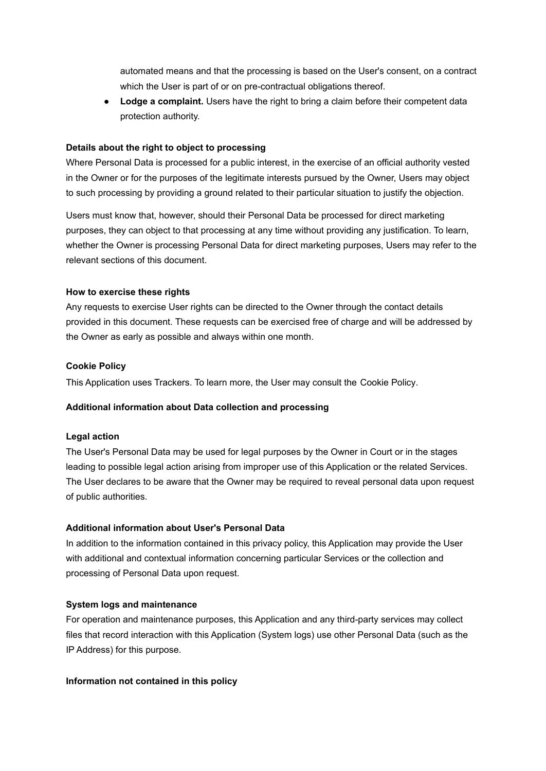automated means and that the processing is based on the User's consent, on a contract which the User is part of or on pre-contractual obligations thereof.

- **Lodge a complaint.** Users have the right to bring a claim before their competent data protection authority.

**Details about the right to object to processing**

Where Personal Data is processed for a public interest, in the exercise of an official authority vested in the Owner or for the purposes of the legitimate interests pursued by the Owner, Users may object to such processing by providing a ground related to their particular situation to justify the objection.

Users must know that, however, should their Personal Data be processed for direct marketing purposes, they can object to that processing at any time without providing any justification. To learn, whether the Owner is processing Personal Data for direct marketing purposes, Users may refer to the relevant sections of this document.

**How to exercise these rights**

Any requests to exercise User rights can be directed to the Owner through the contact details provided in this document. These requests can be exercised free of charge and will be addressed by the Owner as early as possible and always within one month.

**Cookie Policy**

This Application uses Trackers. To learn more, the User may consult the Cookie Policy.

**Additional information about Data collection and processing**

**Legal action**

The User's Personal Data may be used for legal purposes by the Owner in Court or in the stages leading to possible legal action arising from improper use of this Application or the related Services. The User declares to be aware that the Owner may be required to reveal personal data upon request of public authorities.

**Additional information about User's Personal Data**

In addition to the information contained in this privacy policy, this Application may provide the User with additional and contextual information concerning particular Services or the collection and processing of Personal Data upon request.

**System logs and maintenance**

For operation and maintenance purposes, this Application and any third-party services may collect files that record interaction with this Application (System logs) use other Personal Data (such as the IP Address) for this purpose.

**Information not contained in this policy**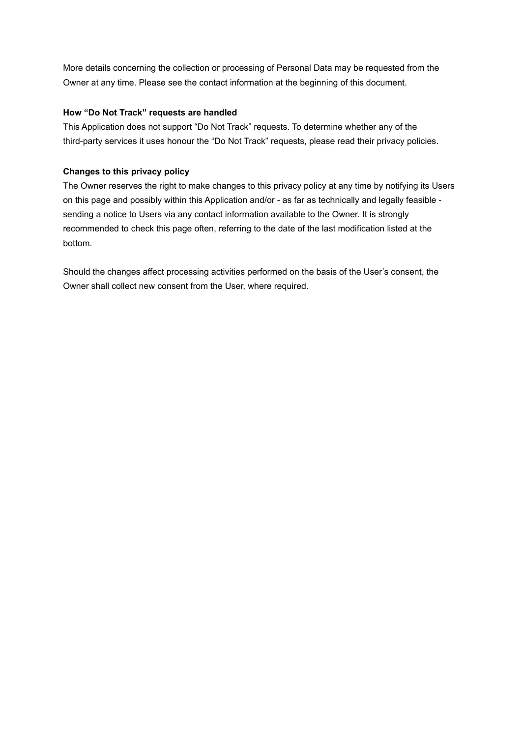More details concerning the collection or processing of Personal Data may be requested from the Owner at any time. Please see the contact information at the beginning of this document.

**How “Do Not Track” requests are handled**

This Application does not support “Do Not Track” requests. To determine whether any of the third-party services it uses honour the “Do Not Track” requests, please read their privacy policies.

**Changes to this privacy policy**

The Owner reserves the right to make changes to this privacy policy at any time by notifying its Users on this page and possibly within this Application and/or - as far as technically and legally feasible - sending a notice to Users via any contact information available to the Owner. It is strongly recommended to check this page often, referring to the date of the last modification listed at the bottom.

Should the changes affect processing activities performed on the basis of the User’s consent, the Owner shall collect new consent from the User, where required.